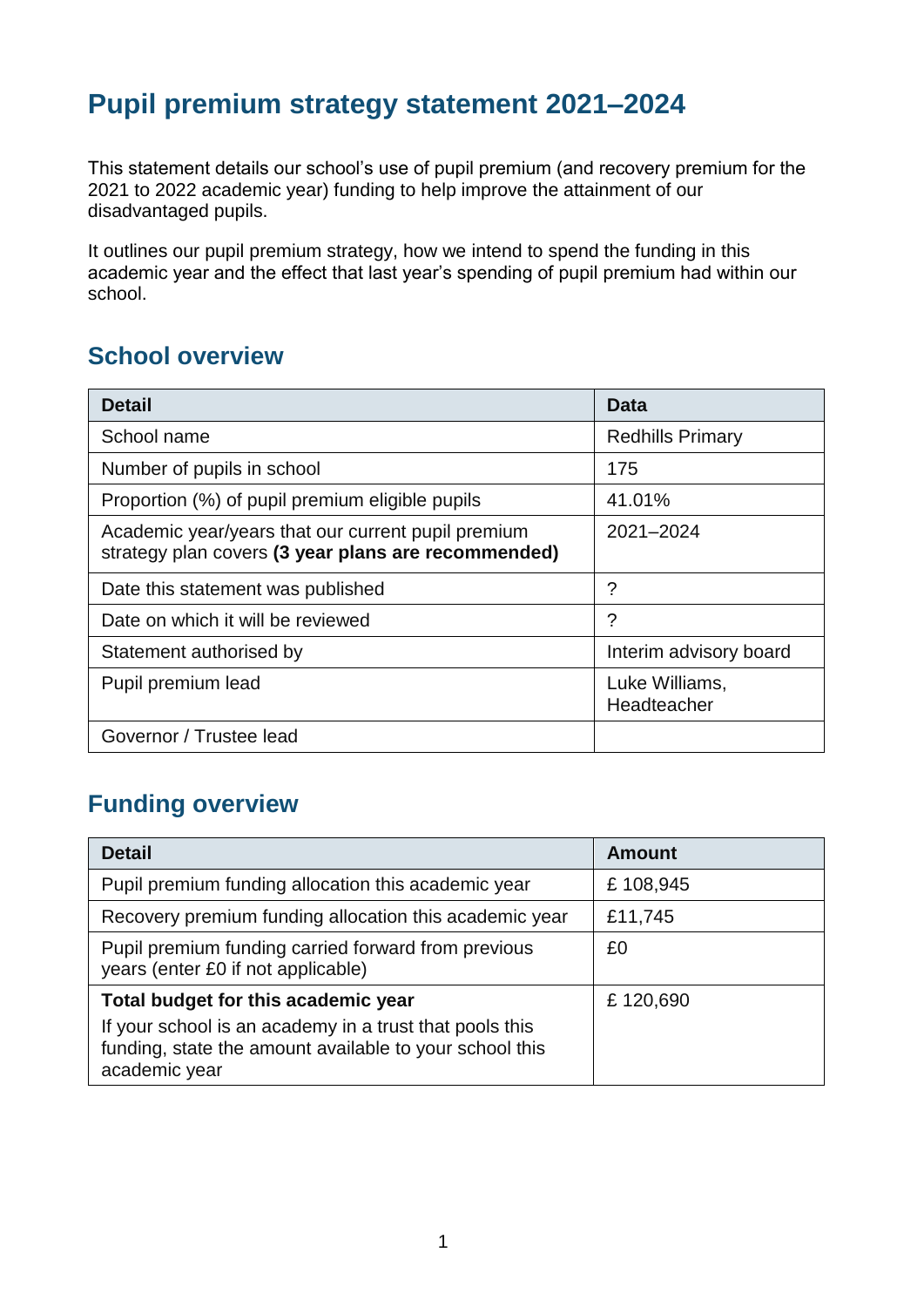# Pupil premium strategy statement 2021–2024

This statement details our school's use of pupil premium (and recovery premium for the 2021 to 2022 academic year) funding to help improve the attainment of our disadvantaged pupils.

It outlines our pupil premium strategy, how we intend to spend the funding in this academic year and the effect that last year's spending of pupil premium had within our school.

## School overview

| Detail | Data |
|---|---|
| School name | Redhills Primary |
| Number of pupils in school | 175 |
| Proportion (%) of pupil premium eligible pupils | 41.01% |
| Academic year/years that our current pupil premium strategy plan covers **(3 year plans are recommended)** | 2021–2024 |
| Date this statement was published | ? |
| Date on which it will be reviewed | ? |
| Statement authorised by | Interim advisory board |
| Pupil premium lead | Luke Williams, Headteacher |
| Governor / Trustee lead | |

## Funding overview

| Detail | Amount |
|---|---|
| Pupil premium funding allocation this academic year | £ 108,945 |
| Recovery premium funding allocation this academic year | £11,745 |
| Pupil premium funding carried forward from previous years (enter £0 if not applicable) | £0 |
| **Total budget for this academic year** If your school is an academy in a trust that pools this funding, state the amount available to your school this academic year | £ 120,690 |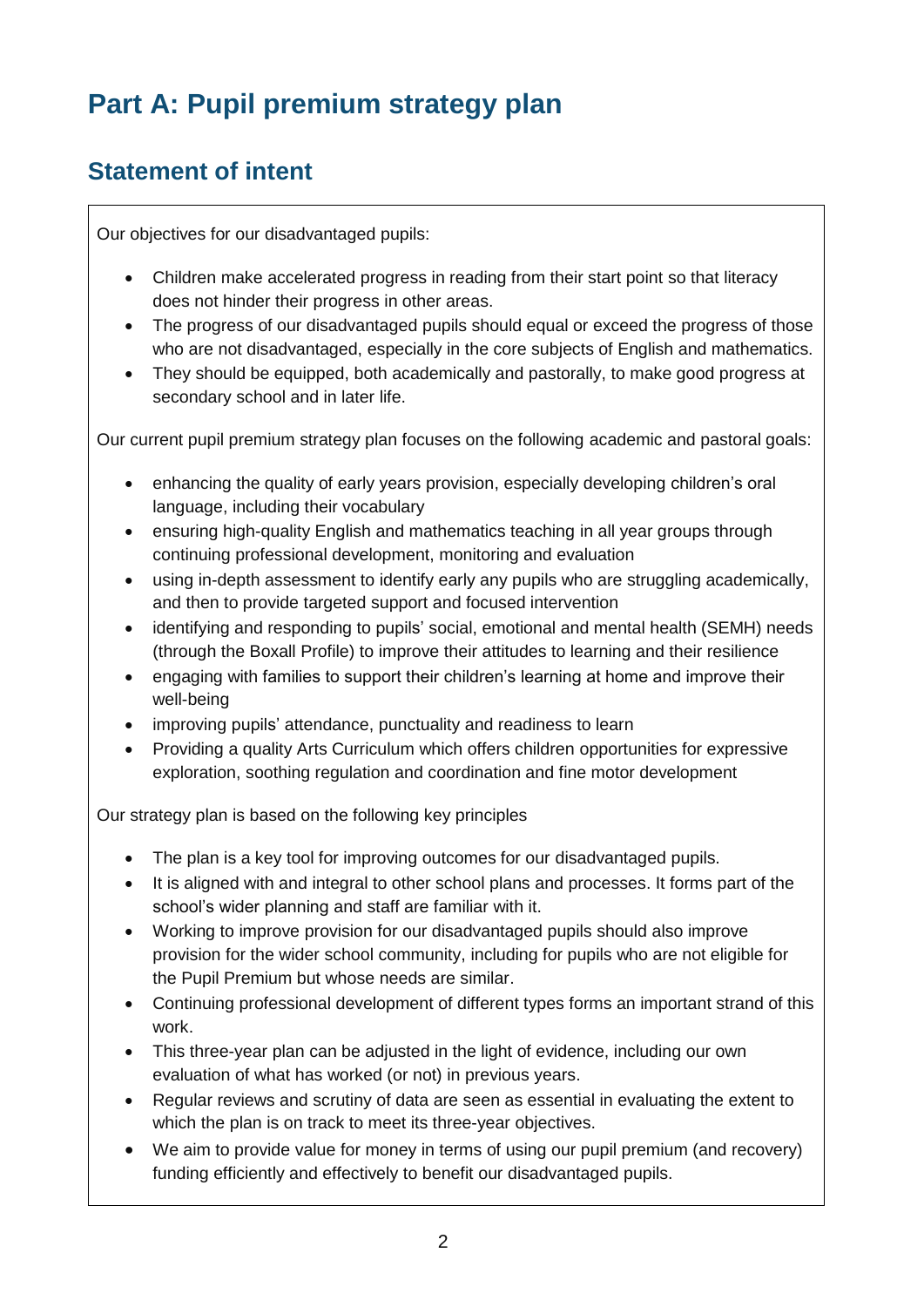# Part A: Pupil premium strategy plan

## Statement of intent

Our objectives for our disadvantaged pupils:

- Children make accelerated progress in reading from their start point so that literacy does not hinder their progress in other areas.
- The progress of our disadvantaged pupils should equal or exceed the progress of those who are not disadvantaged, especially in the core subjects of English and mathematics.
- They should be equipped, both academically and pastorally, to make good progress at secondary school and in later life.

Our current pupil premium strategy plan focuses on the following academic and pastoral goals:

- enhancing the quality of early years provision, especially developing children's oral language, including their vocabulary
- ensuring high-quality English and mathematics teaching in all year groups through continuing professional development, monitoring and evaluation
- using in-depth assessment to identify early any pupils who are struggling academically, and then to provide targeted support and focused intervention
- identifying and responding to pupils' social, emotional and mental health (SEMH) needs (through the Boxall Profile) to improve their attitudes to learning and their resilience
- engaging with families to support their children's learning at home and improve their well-being
- improving pupils' attendance, punctuality and readiness to learn
- Providing a quality Arts Curriculum which offers children opportunities for expressive exploration, soothing regulation and coordination and fine motor development

Our strategy plan is based on the following key principles

- The plan is a key tool for improving outcomes for our disadvantaged pupils.
- It is aligned with and integral to other school plans and processes. It forms part of the school's wider planning and staff are familiar with it.
- Working to improve provision for our disadvantaged pupils should also improve provision for the wider school community, including for pupils who are not eligible for the Pupil Premium but whose needs are similar.
- Continuing professional development of different types forms an important strand of this work.
- This three-year plan can be adjusted in the light of evidence, including our own evaluation of what has worked (or not) in previous years.
- Regular reviews and scrutiny of data are seen as essential in evaluating the extent to which the plan is on track to meet its three-year objectives.
- We aim to provide value for money in terms of using our pupil premium (and recovery) funding efficiently and effectively to benefit our disadvantaged pupils.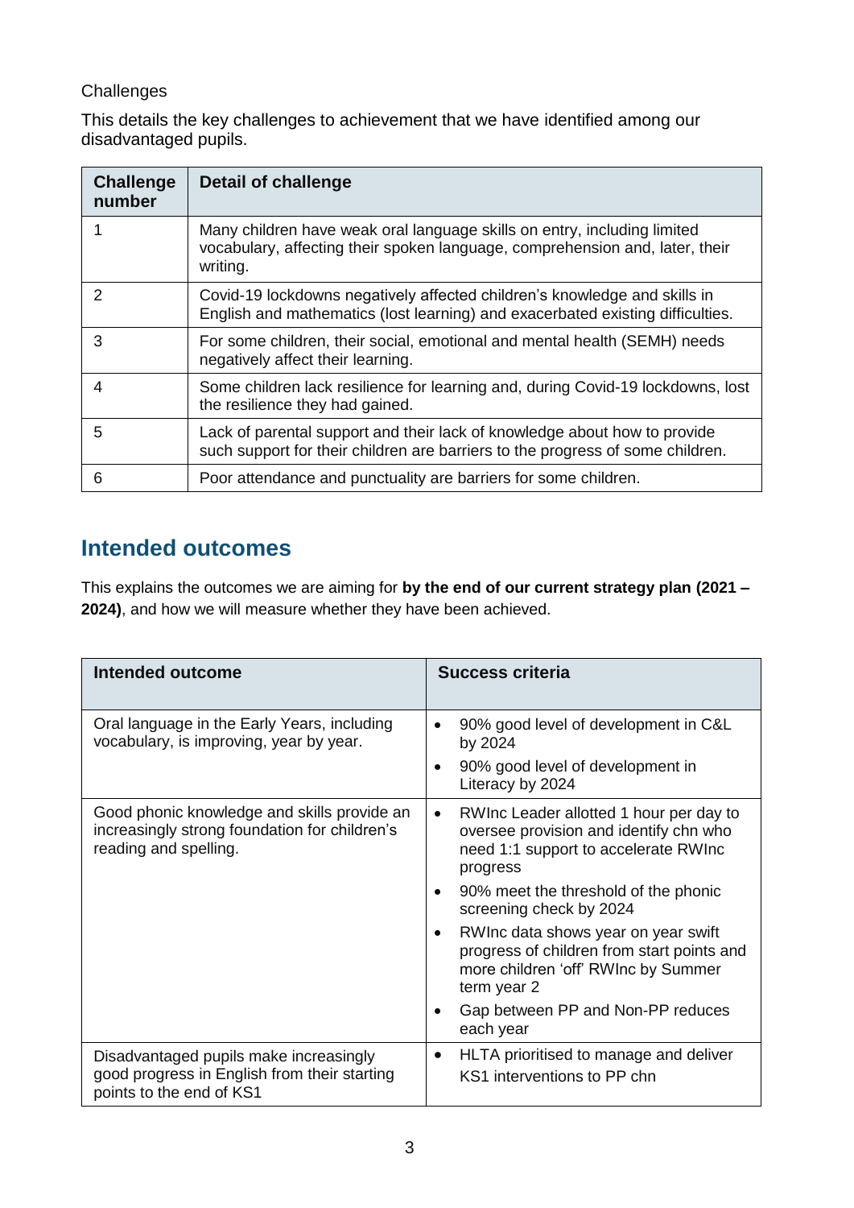Challenges

This details the key challenges to achievement that we have identified among our disadvantaged pupils.

| Challenge number | Detail of challenge |
| --- | --- |
| 1 | Many children have weak oral language skills on entry, including limited vocabulary, affecting their spoken language, comprehension and, later, their writing. |
| 2 | Covid-19 lockdowns negatively affected children's knowledge and skills in English and mathematics (lost learning) and exacerbated existing difficulties. |
| 3 | For some children, their social, emotional and mental health (SEMH) needs negatively affect their learning. |
| 4 | Some children lack resilience for learning and, during Covid-19 lockdowns, lost the resilience they had gained. |
| 5 | Lack of parental support and their lack of knowledge about how to provide such support for their children are barriers to the progress of some children. |
| 6 | Poor attendance and punctuality are barriers for some children. |

## Intended outcomes

This explains the outcomes we are aiming for **by the end of our current strategy plan (2021 – 2024)**, and how we will measure whether they have been achieved.

| Intended outcome | Success criteria |
| --- | --- |
| Oral language in the Early Years, including vocabulary, is improving, year by year. | • 90% good level of development in C&L by 2024<br>• 90% good level of development in Literacy by 2024 |
| Good phonic knowledge and skills provide an increasingly strong foundation for children's reading and spelling. | • RWInc Leader allotted 1 hour per day to oversee provision and identify chn who need 1:1 support to accelerate RWInc progress<br>• 90% meet the threshold of the phonic screening check by 2024<br>• RWInc data shows year on year swift progress of children from start points and more children 'off' RWInc by Summer term year 2<br>• Gap between PP and Non-PP reduces each year |
| Disadvantaged pupils make increasingly good progress in English from their starting points to the end of KS1 | • HLTA prioritised to manage and deliver KS1 interventions to PP chn |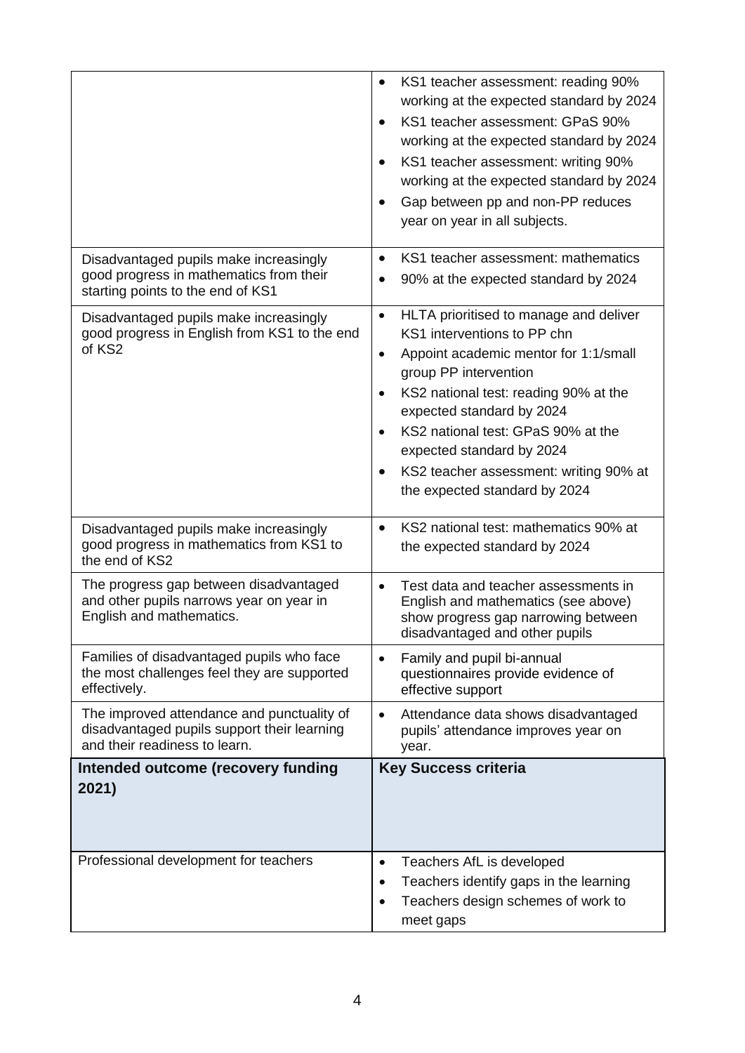| | |
|---|---|
| | • KS1 teacher assessment: reading 90% working at the expected standard by 2024<br>• KS1 teacher assessment: GPaS 90% working at the expected standard by 2024<br>• KS1 teacher assessment: writing 90% working at the expected standard by 2024<br>• Gap between pp and non-PP reduces year on year in all subjects. |
| Disadvantaged pupils make increasingly good progress in mathematics from their starting points to the end of KS1 | • KS1 teacher assessment: mathematics<br>• 90% at the expected standard by 2024 |
| Disadvantaged pupils make increasingly good progress in English from KS1 to the end of KS2 | • HLTA prioritised to manage and deliver KS1 interventions to PP chn<br>• Appoint academic mentor for 1:1/small group PP intervention<br>• KS2 national test: reading 90% at the expected standard by 2024<br>• KS2 national test: GPaS 90% at the expected standard by 2024<br>• KS2 teacher assessment: writing 90% at the expected standard by 2024 |
| Disadvantaged pupils make increasingly good progress in mathematics from KS1 to the end of KS2 | • KS2 national test: mathematics 90% at the expected standard by 2024 |
| The progress gap between disadvantaged and other pupils narrows year on year in English and mathematics. | • Test data and teacher assessments in English and mathematics (see above) show progress gap narrowing between disadvantaged and other pupils |
| Families of disadvantaged pupils who face the most challenges feel they are supported effectively. | • Family and pupil bi-annual questionnaires provide evidence of effective support |
| The improved attendance and punctuality of disadvantaged pupils support their learning and their readiness to learn. | • Attendance data shows disadvantaged pupils' attendance improves year on year. |
| **Intended outcome (recovery funding 2021)** | **Key Success criteria** |
| Professional development for teachers | • Teachers AfL is developed<br>• Teachers identify gaps in the learning<br>• Teachers design schemes of work to meet gaps |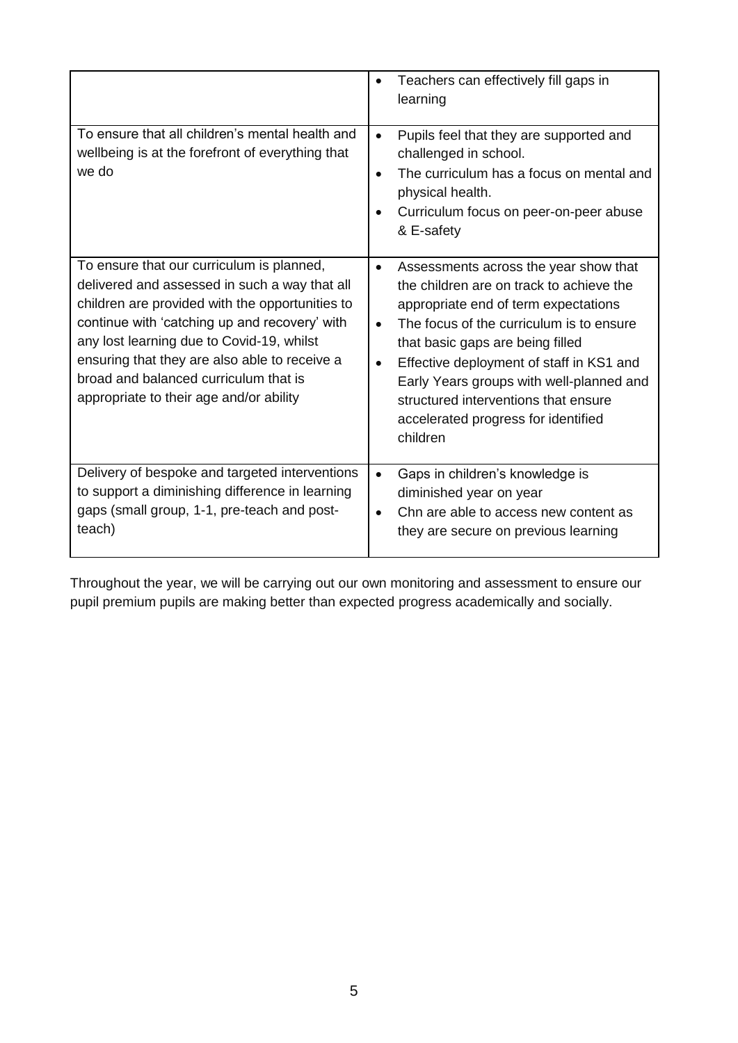| | |
|---|---|
| | • Teachers can effectively fill gaps in learning |
| To ensure that all children's mental health and wellbeing is at the forefront of everything that we do | • Pupils feel that they are supported and challenged in school.<br>• The curriculum has a focus on mental and physical health.<br>• Curriculum focus on peer-on-peer abuse & E-safety |
| To ensure that our curriculum is planned, delivered and assessed in such a way that all children are provided with the opportunities to continue with 'catching up and recovery' with any lost learning due to Covid-19, whilst ensuring that they are also able to receive a broad and balanced curriculum that is appropriate to their age and/or ability | • Assessments across the year show that the children are on track to achieve the appropriate end of term expectations<br>• The focus of the curriculum is to ensure that basic gaps are being filled<br>• Effective deployment of staff in KS1 and Early Years groups with well-planned and structured interventions that ensure accelerated progress for identified children |
| Delivery of bespoke and targeted interventions to support a diminishing difference in learning gaps (small group, 1-1, pre-teach and post-teach) | • Gaps in children's knowledge is diminished year on year<br>• Chn are able to access new content as they are secure on previous learning |

Throughout the year, we will be carrying out our own monitoring and assessment to ensure our pupil premium pupils are making better than expected progress academically and socially.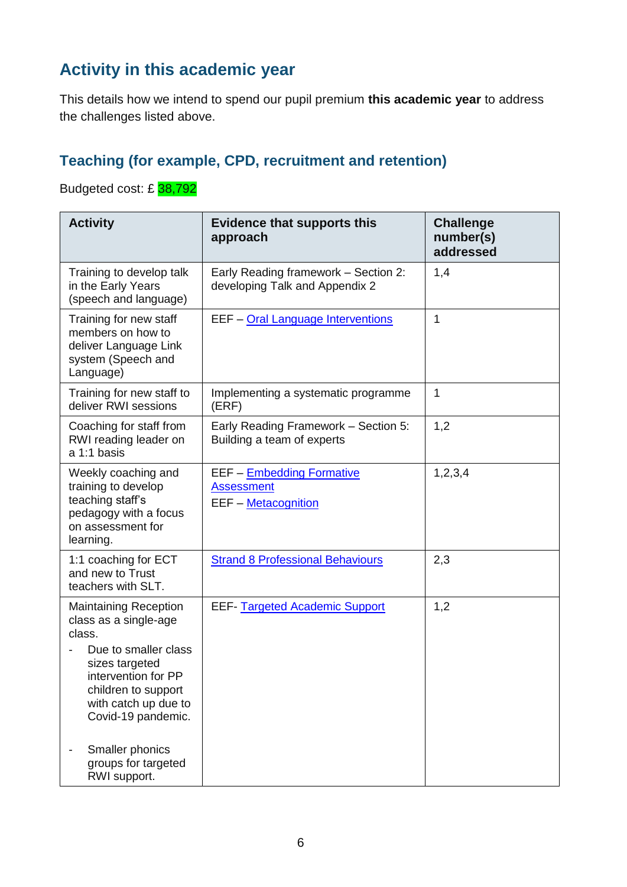## Activity in this academic year

This details how we intend to spend our pupil premium **this academic year** to address the challenges listed above.

### Teaching (for example, CPD, recruitment and retention)

Budgeted cost: £ 38,792

| Activity | Evidence that supports this approach | Challenge number(s) addressed |
|---|---|---|
| Training to develop talk in the Early Years (speech and language) | Early Reading framework – Section 2: developing Talk and Appendix 2 | 1,4 |
| Training for new staff members on how to deliver Language Link system (Speech and Language) | EEF – Oral Language Interventions | 1 |
| Training for new staff to deliver RWI sessions | Implementing a systematic programme (ERF) | 1 |
| Coaching for staff from RWI reading leader on a 1:1 basis | Early Reading Framework – Section 5: Building a team of experts | 1,2 |
| Weekly coaching and training to develop teaching staff's pedagogy with a focus on assessment for learning. | EEF – Embedding Formative Assessment<br>EEF – Metacognition | 1,2,3,4 |
| 1:1 coaching for ECT and new to Trust teachers with SLT. | Strand 8 Professional Behaviours | 2,3 |
| Maintaining Reception class as a single-age class.<br>- Due to smaller class sizes targeted intervention for PP children to support with catch up due to Covid-19 pandemic.<br>- Smaller phonics groups for targeted RWI support. | EEF- Targeted Academic Support | 1,2 |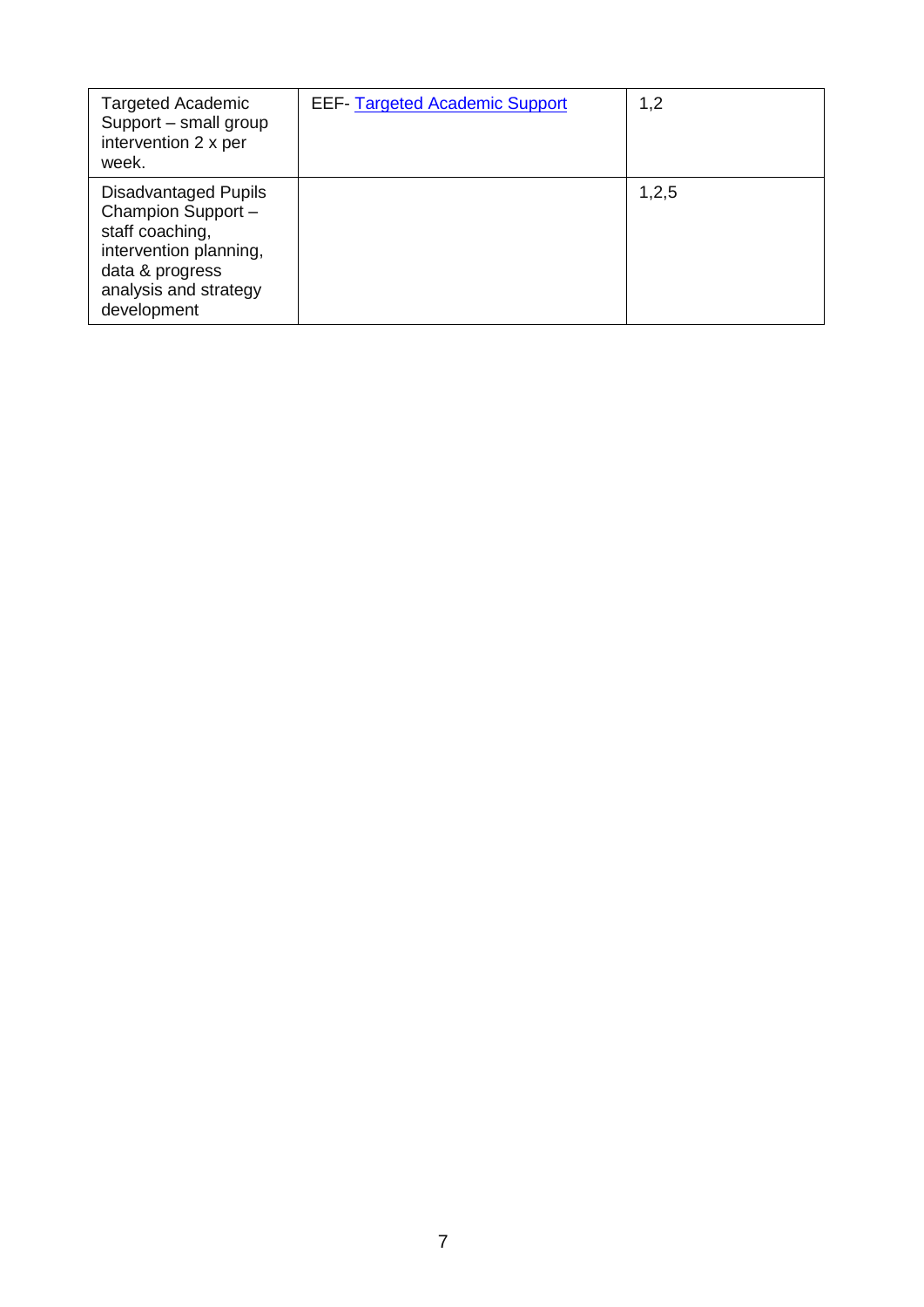| | | |
|---|---|---|
| Targeted Academic Support – small group intervention 2 x per week. | EEF- Targeted Academic Support | 1,2 |
| Disadvantaged Pupils Champion Support – staff coaching, intervention planning, data & progress analysis and strategy development | | 1,2,5 |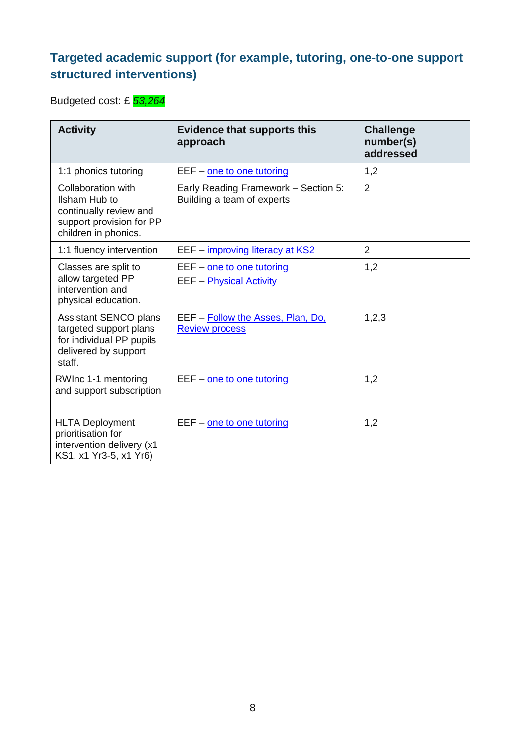## Targeted academic support (for example, tutoring, one-to-one support structured interventions)

Budgeted cost: £ *53,264*

| Activity | Evidence that supports this approach | Challenge number(s) addressed |
| --- | --- | --- |
| 1:1 phonics tutoring | EEF – one to one tutoring | 1,2 |
| Collaboration with Ilsham Hub to continually review and support provision for PP children in phonics. | Early Reading Framework – Section 5: Building a team of experts | 2 |
| 1:1 fluency intervention | EEF – improving literacy at KS2 | 2 |
| Classes are split to allow targeted PP intervention and physical education. | EEF – one to one tutoring<br>EEF – Physical Activity | 1,2 |
| Assistant SENCO plans targeted support plans for individual PP pupils delivered by support staff. | EEF – Follow the Asses, Plan, Do, Review process | 1,2,3 |
| RWInc 1-1 mentoring and support subscription | EEF – one to one tutoring | 1,2 |
| HLTA Deployment prioritisation for intervention delivery (x1 KS1, x1 Yr3-5, x1 Yr6) | EEF – one to one tutoring | 1,2 |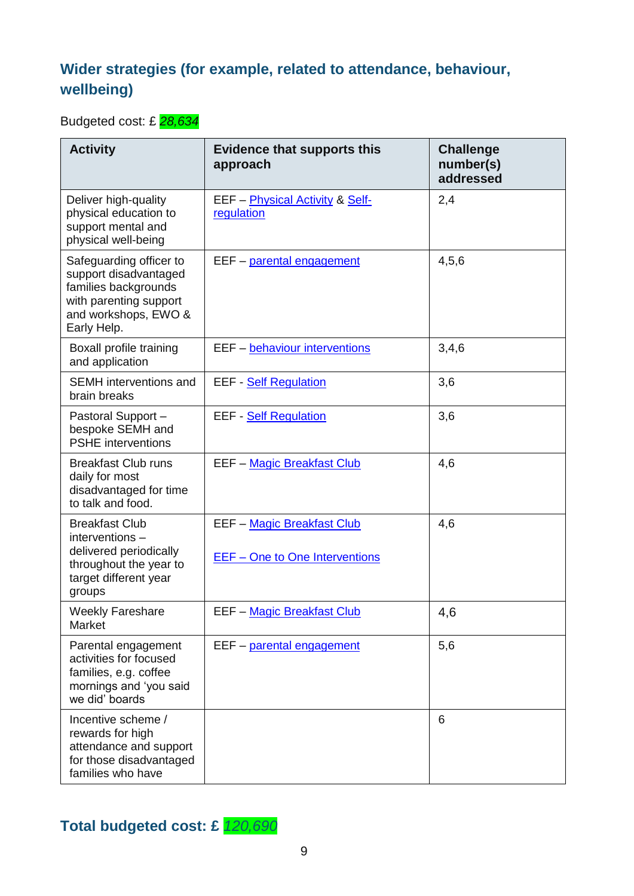## Wider strategies (for example, related to attendance, behaviour, wellbeing)

Budgeted cost: £ *28,634*

| Activity | Evidence that supports this approach | Challenge number(s) addressed |
|---|---|---|
| Deliver high-quality physical education to support mental and physical well-being | EEF – Physical Activity & Self-regulation | 2,4 |
| Safeguarding officer to support disadvantaged families backgrounds with parenting support and workshops, EWO & Early Help. | EEF – parental engagement | 4,5,6 |
| Boxall profile training and application | EEF – behaviour interventions | 3,4,6 |
| SEMH interventions and brain breaks | EEF - Self Regulation | 3,6 |
| Pastoral Support – bespoke SEMH and PSHE interventions | EEF - Self Regulation | 3,6 |
| Breakfast Club runs daily for most disadvantaged for time to talk and food. | EEF – Magic Breakfast Club | 4,6 |
| Breakfast Club interventions – delivered periodically throughout the year to target different year groups | EEF – Magic Breakfast Club<br><br>EEF – One to One Interventions | 4,6 |
| Weekly Fareshare Market | EEF – Magic Breakfast Club | 4,6 |
| Parental engagement activities for focused families, e.g. coffee mornings and 'you said we did' boards | EEF – parental engagement | 5,6 |
| Incentive scheme / rewards for high attendance and support for those disadvantaged families who have | | 6 |

## Total budgeted cost: £ *120,690*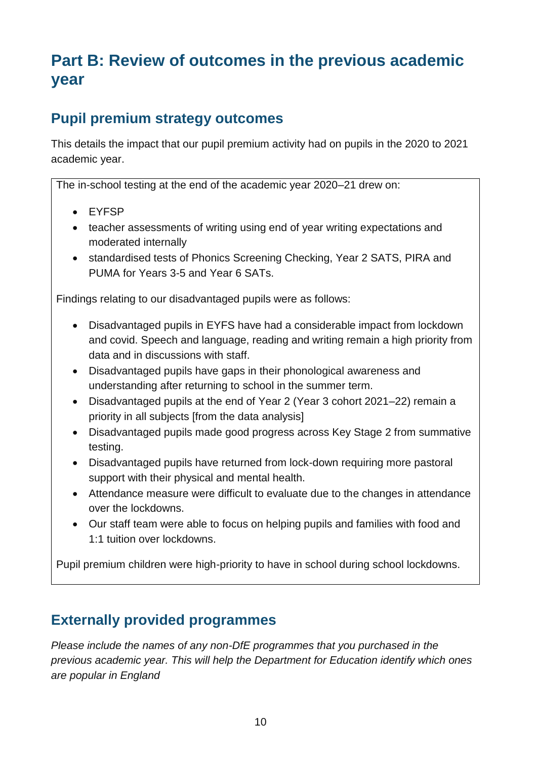# Part B: Review of outcomes in the previous academic year

## Pupil premium strategy outcomes

This details the impact that our pupil premium activity had on pupils in the 2020 to 2021 academic year.

The in-school testing at the end of the academic year 2020–21 drew on:

- EYFSP
- teacher assessments of writing using end of year writing expectations and moderated internally
- standardised tests of Phonics Screening Checking, Year 2 SATS, PIRA and PUMA for Years 3-5 and Year 6 SATs.

Findings relating to our disadvantaged pupils were as follows:

- Disadvantaged pupils in EYFS have had a considerable impact from lockdown and covid. Speech and language, reading and writing remain a high priority from data and in discussions with staff.
- Disadvantaged pupils have gaps in their phonological awareness and understanding after returning to school in the summer term.
- Disadvantaged pupils at the end of Year 2 (Year 3 cohort 2021–22) remain a priority in all subjects [from the data analysis]
- Disadvantaged pupils made good progress across Key Stage 2 from summative testing.
- Disadvantaged pupils have returned from lock-down requiring more pastoral support with their physical and mental health.
- Attendance measure were difficult to evaluate due to the changes in attendance over the lockdowns.
- Our staff team were able to focus on helping pupils and families with food and 1:1 tuition over lockdowns.

Pupil premium children were high-priority to have in school during school lockdowns.

## Externally provided programmes

*Please include the names of any non-DfE programmes that you purchased in the previous academic year. This will help the Department for Education identify which ones are popular in England*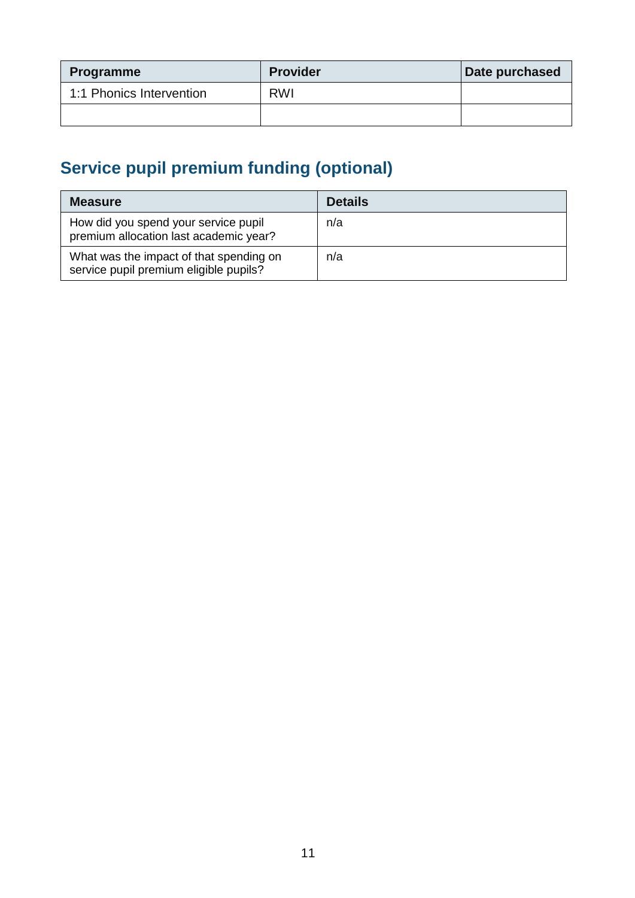| Programme | Provider | Date purchased |
| --- | --- | --- |
| 1:1 Phonics Intervention | RWI | |
| | | |

## Service pupil premium funding (optional)

| Measure | Details |
| --- | --- |
| How did you spend your service pupil premium allocation last academic year? | n/a |
| What was the impact of that spending on service pupil premium eligible pupils? | n/a |